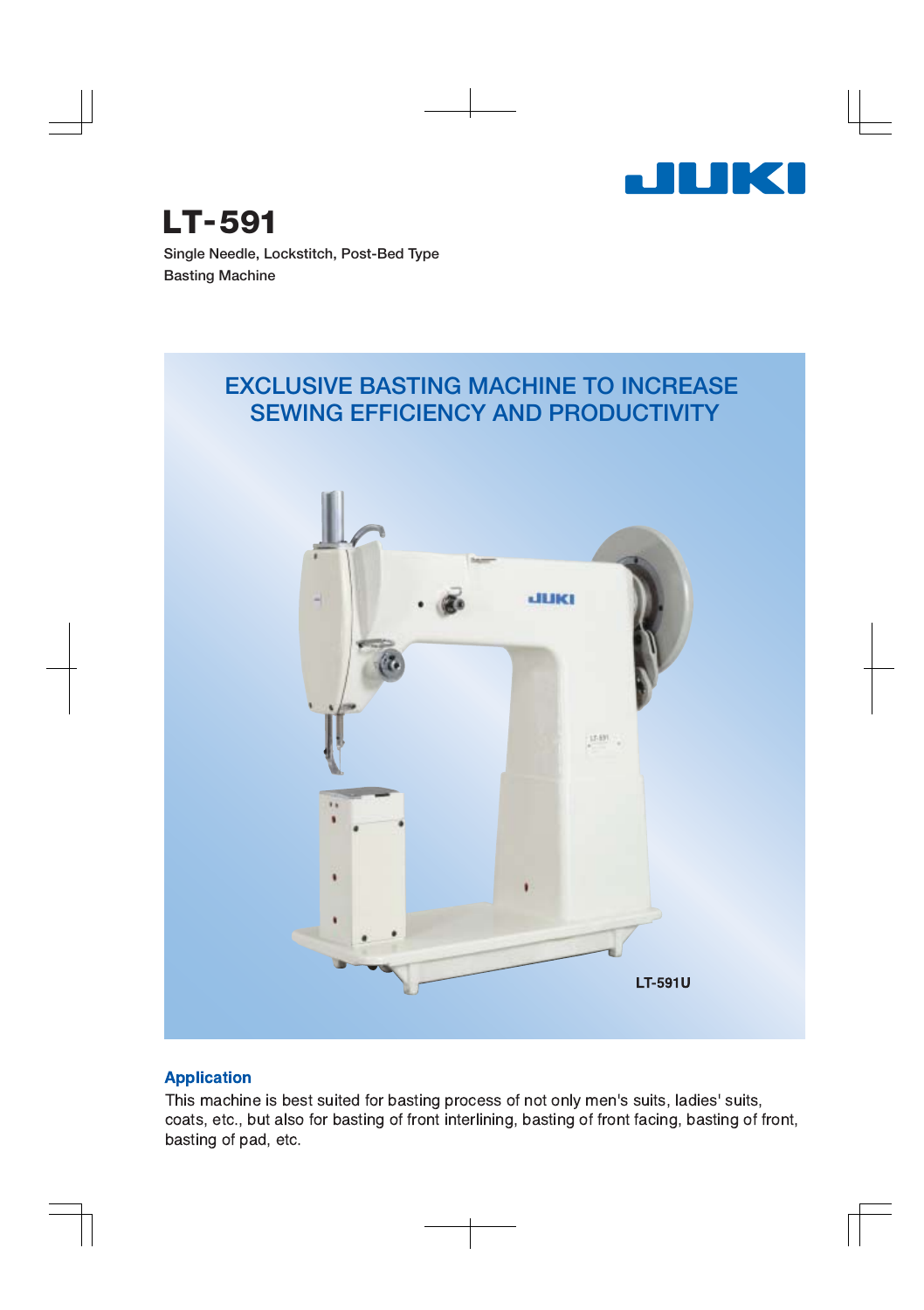JUKI

# LT-591

Single Needle, Lockstitch, Post-Bed Type
Basting Machine

## EXCLUSIVE BASTING MACHINE TO INCREASE SEWING EFFICIENCY AND PRODUCTIVITY

LT-591U

### Application

This machine is best suited for basting process of not only men's suits, ladies' suits, coats, etc., but also for basting of front interlining, basting of front facing, basting of front, basting of pad, etc.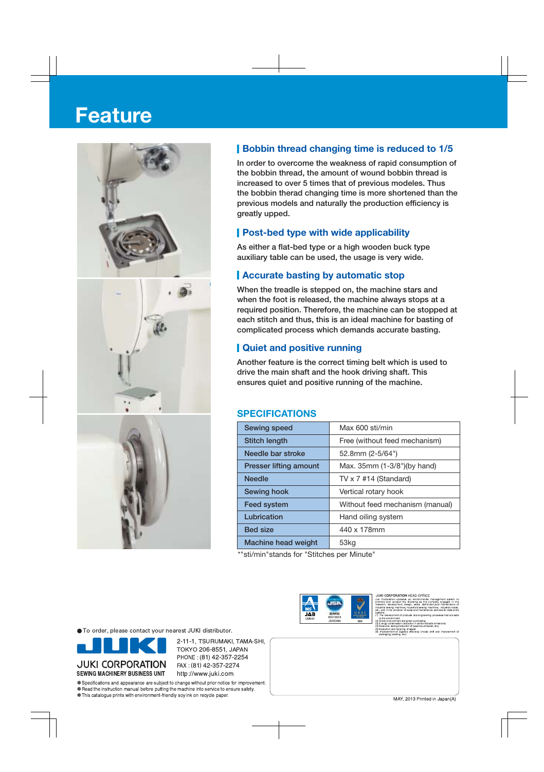# Feature

## Bobbin thread changing time is reduced to 1/5

In order to overcome the weakness of rapid consumption of the bobbin thread, the amount of wound bobbin thread is increased to over 5 times that of previous modeles. Thus the bobbin therad changing time is more shortened than the previous models and naturally the production efficiency is greatly upped.

## Post-bed type with wide applicability

As either a flat-bed type or a high wooden buck type auxiliary table can be used, the usage is very wide.

## Accurate basting by automatic stop

When the treadle is stepped on, the machine stars and when the foot is released, the machine always stops at a required position. Therefore, the machine can be stopped at each stitch and thus, this is an ideal machine for basting of complicated process which demands accurate basting.

## Quiet and positive running

Another feature is the correct timing belt which is used to drive the main shaft and the hook driving shaft. This ensures quiet and positive running of the machine.

## SPECIFICATIONS

| | |
|---|---|
| Sewing speed | Max 600 sti/min |
| Stitch length | Free (without feed mechanism) |
| Needle bar stroke | 52.8mm (2-5/64") |
| Presser lifting amount | Max. 35mm (1-3/8")(by hand) |
| Needle | TV x 7 #14 (Standard) |
| Sewing hook | Vertical rotary hook |
| Feed system | Without feed mechanism (manual) |
| Lubrication | Hand oiling system |
| Bed size | 440 x 178mm |
| Machine head weight | 53kg |

*"sti/min"stands for "Stitches per Minute"

JUKI CORPORATION HEAD OFFICE

● To order, please contact your nearest JUKI distributor.

JUKI CORPORATION
SEWING MACHINERY BUSINESS UNIT

2-11-1, TSURUMAKI, TAMA-SHI, TOKYO 206-8551, JAPAN
PHONE : (81) 42-357-2254
FAX : (81) 42-357-2274
http://www.juki.com

* Specifications and appearance are subject to change without prior notice for improvement.
* Read the instruction manual before putting the machine into service to ensure safety.
* This catalogue prints with environment-friendly soy ink on recycle paper.

MAY, 2013 Printed in Japan(A)